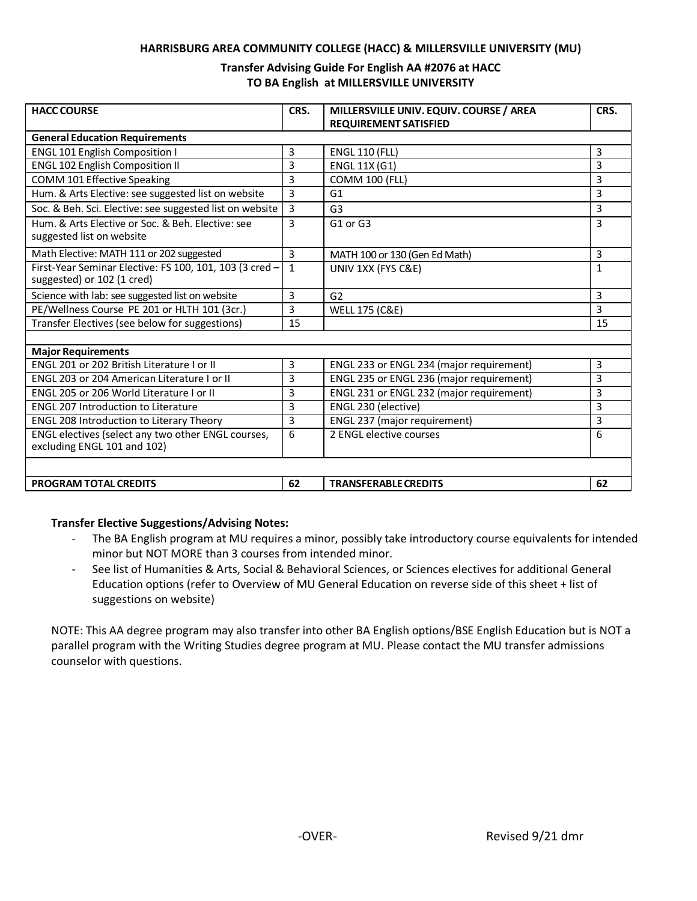**HARRISBURG AREA COMMUNITY COLLEGE (HACC) & MILLERSVILLE UNIVERSITY (MU)**

**Transfer Advising Guide For English AA #2076 at HACC TO BA English at MILLERSVILLE UNIVERSITY**

| HACC COURSE | CRS. | MILLERSVILLE UNIV. EQUIV. COURSE / AREA REQUIREMENT SATISFIED | CRS. |
|---|---|---|---|
| **General Education Requirements** | | | |
| ENGL 101 English Composition I | 3 | ENGL 110 (FLL) | 3 |
| ENGL 102 English Composition II | 3 | ENGL 11X (G1) | 3 |
| COMM 101 Effective Speaking | 3 | COMM 100 (FLL) | 3 |
| Hum. & Arts Elective: see suggested list on website | 3 | G1 | 3 |
| Soc. & Beh. Sci. Elective: see suggested list on website | 3 | G3 | 3 |
| Hum. & Arts Elective or Soc. & Beh. Elective: see suggested list on website | 3 | G1 or G3 | 3 |
| Math Elective: MATH 111 or 202 suggested | 3 | MATH 100 or 130 (Gen Ed Math) | 3 |
| First-Year Seminar Elective: FS 100, 101, 103 (3 cred – suggested) or 102 (1 cred) | 1 | UNIV 1XX (FYS C&E) | 1 |
| Science with lab: see suggested list on website | 3 | G2 | 3 |
| PE/Wellness Course PE 201 or HLTH 101 (3cr.) | 3 | WELL 175 (C&E) | 3 |
| Transfer Electives (see below for suggestions) | 15 | | 15 |
| | | | |
| **Major Requirements** | | | |
| ENGL 201 or 202 British Literature I or II | 3 | ENGL 233 or ENGL 234 (major requirement) | 3 |
| ENGL 203 or 204 American Literature I or II | 3 | ENGL 235 or ENGL 236 (major requirement) | 3 |
| ENGL 205 or 206 World Literature I or II | 3 | ENGL 231 or ENGL 232 (major requirement) | 3 |
| ENGL 207 Introduction to Literature | 3 | ENGL 230 (elective) | 3 |
| ENGL 208 Introduction to Literary Theory | 3 | ENGL 237 (major requirement) | 3 |
| ENGL electives (select any two other ENGL courses, excluding ENGL 101 and 102) | 6 | 2 ENGL elective courses | 6 |
| | | | |
| **PROGRAM TOTAL CREDITS** | **62** | **TRANSFERABLE CREDITS** | **62** |

**Transfer Elective Suggestions/Advising Notes:**

- The BA English program at MU requires a minor, possibly take introductory course equivalents for intended minor but NOT MORE than 3 courses from intended minor.
- See list of Humanities & Arts, Social & Behavioral Sciences, or Sciences electives for additional General Education options (refer to Overview of MU General Education on reverse side of this sheet + list of suggestions on website)

NOTE: This AA degree program may also transfer into other BA English options/BSE English Education but is NOT a parallel program with the Writing Studies degree program at MU. Please contact the MU transfer admissions counselor with questions.

-OVER-

Revised 9/21 dmr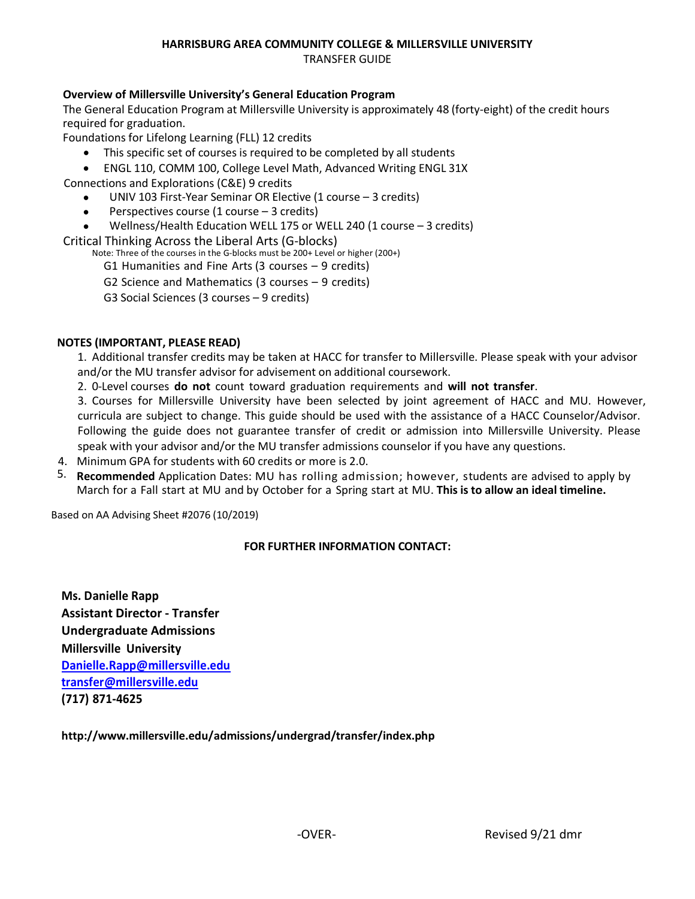**HARRISBURG AREA COMMUNITY COLLEGE & MILLERSVILLE UNIVERSITY**

TRANSFER GUIDE

**Overview of Millersville University's General Education Program**

The General Education Program at Millersville University is approximately 48 (forty-eight) of the credit hours required for graduation.

Foundations for Lifelong Learning (FLL) 12 credits

- This specific set of courses is required to be completed by all students
- ENGL 110, COMM 100, College Level Math, Advanced Writing ENGL 31X

Connections and Explorations (C&E) 9 credits

- UNIV 103 First-Year Seminar OR Elective (1 course – 3 credits)
- Perspectives course (1 course – 3 credits)
- Wellness/Health Education WELL 175 or WELL 240 (1 course – 3 credits)

Critical Thinking Across the Liberal Arts (G-blocks)

Note: Three of the courses in the G-blocks must be 200+ Level or higher (200+)

G1 Humanities and Fine Arts (3 courses – 9 credits)

G2 Science and Mathematics (3 courses – 9 credits)

G3 Social Sciences (3 courses – 9 credits)

**NOTES (IMPORTANT, PLEASE READ)**

1. Additional transfer credits may be taken at HACC for transfer to Millersville. Please speak with your advisor and/or the MU transfer advisor for advisement on additional coursework.
2. 0-Level courses **do not** count toward graduation requirements and **will not transfer**.
3. Courses for Millersville University have been selected by joint agreement of HACC and MU. However, curricula are subject to change. This guide should be used with the assistance of a HACC Counselor/Advisor. Following the guide does not guarantee transfer of credit or admission into Millersville University. Please speak with your advisor and/or the MU transfer admissions counselor if you have any questions.
4. Minimum GPA for students with 60 credits or more is 2.0.
5. **Recommended** Application Dates: MU has rolling admission; however, students are advised to apply by March for a Fall start at MU and by October for a Spring start at MU. **This is to allow an ideal timeline.**

Based on AA Advising Sheet #2076 (10/2019)

**FOR FURTHER INFORMATION CONTACT:**

**Ms. Danielle Rapp**
**Assistant Director - Transfer**
**Undergraduate Admissions**
**Millersville University**
**Danielle.Rapp@millersville.edu**
**transfer@millersville.edu**
**(717) 871-4625**

**http://www.millersville.edu/admissions/undergrad/transfer/index.php**

-OVER-

Revised 9/21 dmr